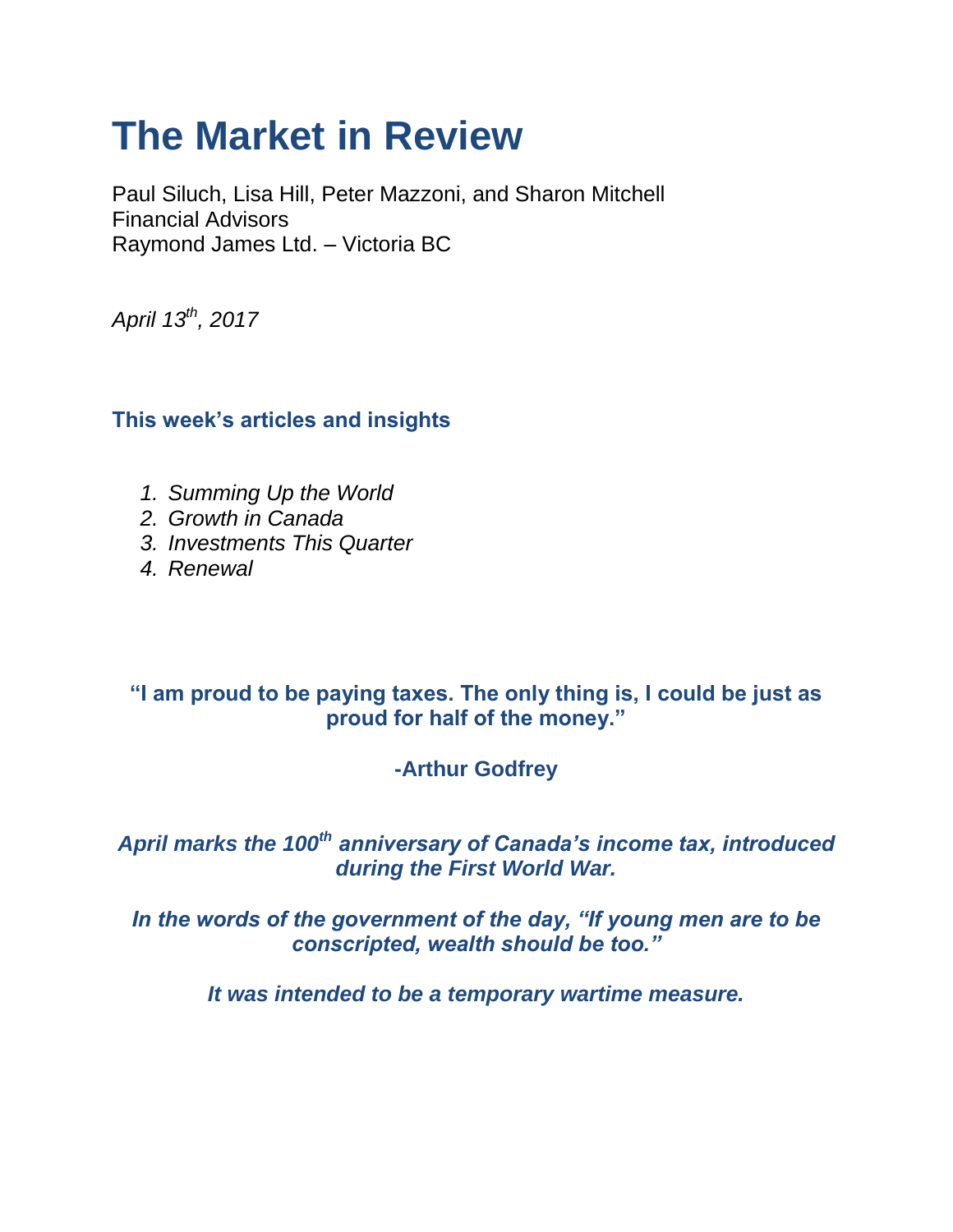# The Market in Review

Paul Siluch, Lisa Hill, Peter Mazzoni, and Sharon Mitchell
Financial Advisors
Raymond James Ltd. – Victoria BC

*April 13th, 2017*

### This week's articles and insights

1. *Summing Up the World*
2. *Growth in Canada*
3. *Investments This Quarter*
4. *Renewal*

**"I am proud to be paying taxes. The only thing is, I could be just as proud for half of the money."**

**-Arthur Godfrey**

***April marks the 100th anniversary of Canada's income tax, introduced during the First World War.***

***In the words of the government of the day, "If young men are to be conscripted, wealth should be too."***

***It was intended to be a temporary wartime measure.***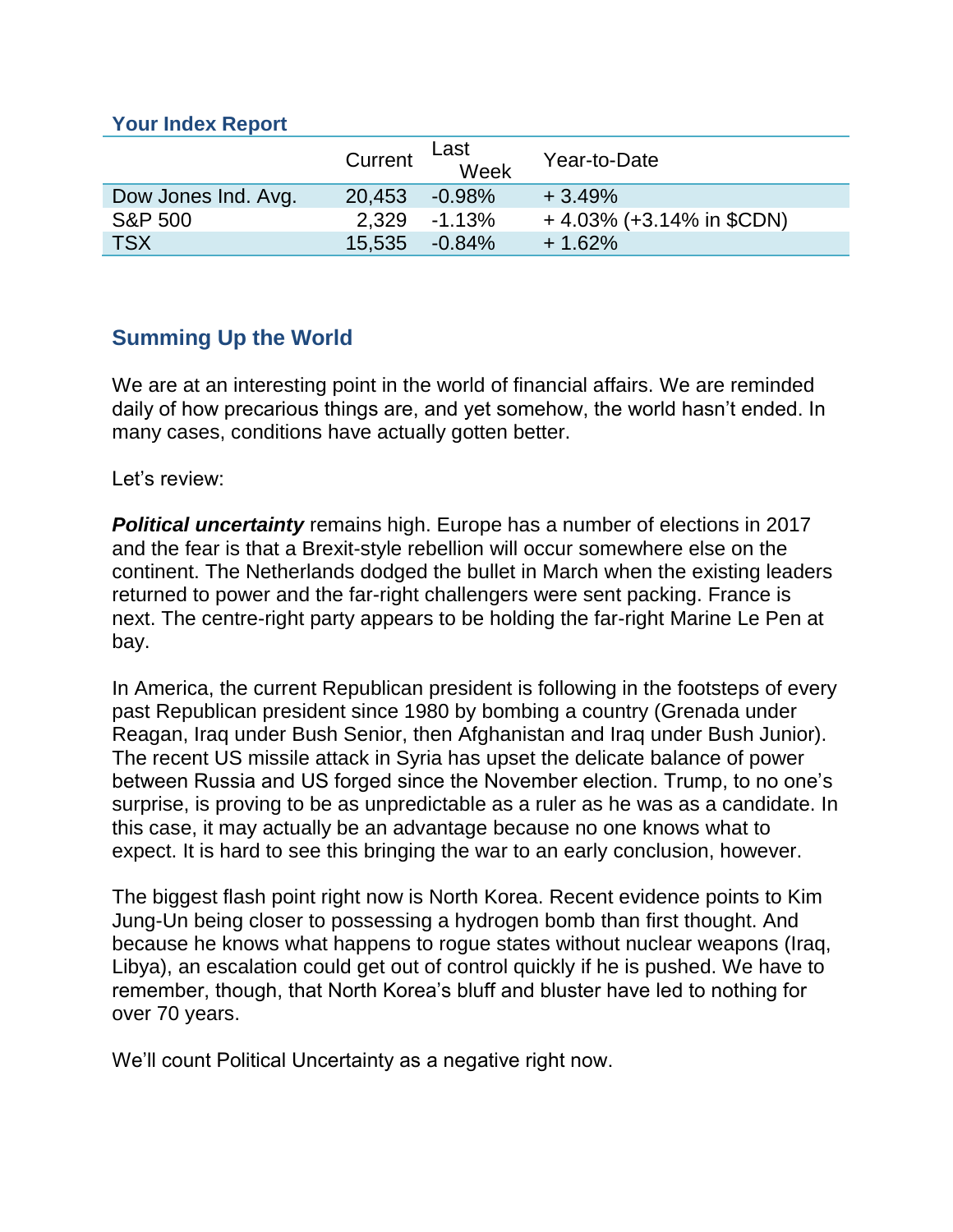### Your Index Report

| | Current | Last Week | Year-to-Date |
|---|---|---|---|
| Dow Jones Ind. Avg. | 20,453 | -0.98% | + 3.49% |
| S&P 500 | 2,329 | -1.13% | + 4.03% (+3.14% in $CDN) |
| TSX | 15,535 | -0.84% | + 1.62% |

## Summing Up the World

We are at an interesting point in the world of financial affairs. We are reminded daily of how precarious things are, and yet somehow, the world hasn't ended. In many cases, conditions have actually gotten better.

Let's review:

***Political uncertainty*** remains high. Europe has a number of elections in 2017 and the fear is that a Brexit-style rebellion will occur somewhere else on the continent. The Netherlands dodged the bullet in March when the existing leaders returned to power and the far-right challengers were sent packing. France is next. The centre-right party appears to be holding the far-right Marine Le Pen at bay.

In America, the current Republican president is following in the footsteps of every past Republican president since 1980 by bombing a country (Grenada under Reagan, Iraq under Bush Senior, then Afghanistan and Iraq under Bush Junior). The recent US missile attack in Syria has upset the delicate balance of power between Russia and US forged since the November election. Trump, to no one's surprise, is proving to be as unpredictable as a ruler as he was as a candidate. In this case, it may actually be an advantage because no one knows what to expect. It is hard to see this bringing the war to an early conclusion, however.

The biggest flash point right now is North Korea. Recent evidence points to Kim Jung-Un being closer to possessing a hydrogen bomb than first thought. And because he knows what happens to rogue states without nuclear weapons (Iraq, Libya), an escalation could get out of control quickly if he is pushed. We have to remember, though, that North Korea's bluff and bluster have led to nothing for over 70 years.

We'll count Political Uncertainty as a negative right now.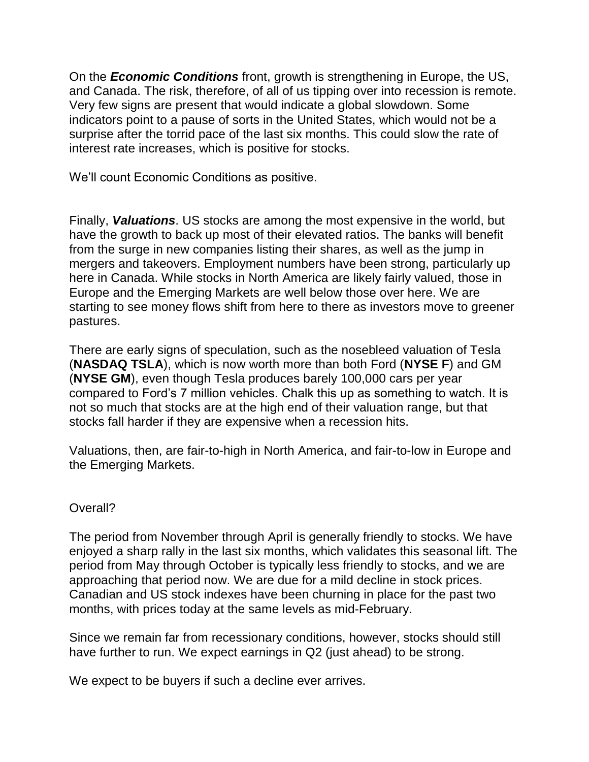On the ***Economic Conditions*** front, growth is strengthening in Europe, the US, and Canada. The risk, therefore, of all of us tipping over into recession is remote. Very few signs are present that would indicate a global slowdown. Some indicators point to a pause of sorts in the United States, which would not be a surprise after the torrid pace of the last six months. This could slow the rate of interest rate increases, which is positive for stocks.

We'll count Economic Conditions as positive.

Finally, ***Valuations***. US stocks are among the most expensive in the world, but have the growth to back up most of their elevated ratios. The banks will benefit from the surge in new companies listing their shares, as well as the jump in mergers and takeovers. Employment numbers have been strong, particularly up here in Canada. While stocks in North America are likely fairly valued, those in Europe and the Emerging Markets are well below those over here. We are starting to see money flows shift from here to there as investors move to greener pastures.

There are early signs of speculation, such as the nosebleed valuation of Tesla (**NASDAQ TSLA**), which is now worth more than both Ford (**NYSE F**) and GM (**NYSE GM**), even though Tesla produces barely 100,000 cars per year compared to Ford's 7 million vehicles. Chalk this up as something to watch. It is not so much that stocks are at the high end of their valuation range, but that stocks fall harder if they are expensive when a recession hits.

Valuations, then, are fair-to-high in North America, and fair-to-low in Europe and the Emerging Markets.

Overall?

The period from November through April is generally friendly to stocks. We have enjoyed a sharp rally in the last six months, which validates this seasonal lift. The period from May through October is typically less friendly to stocks, and we are approaching that period now. We are due for a mild decline in stock prices. Canadian and US stock indexes have been churning in place for the past two months, with prices today at the same levels as mid-February.

Since we remain far from recessionary conditions, however, stocks should still have further to run. We expect earnings in Q2 (just ahead) to be strong.

We expect to be buyers if such a decline ever arrives.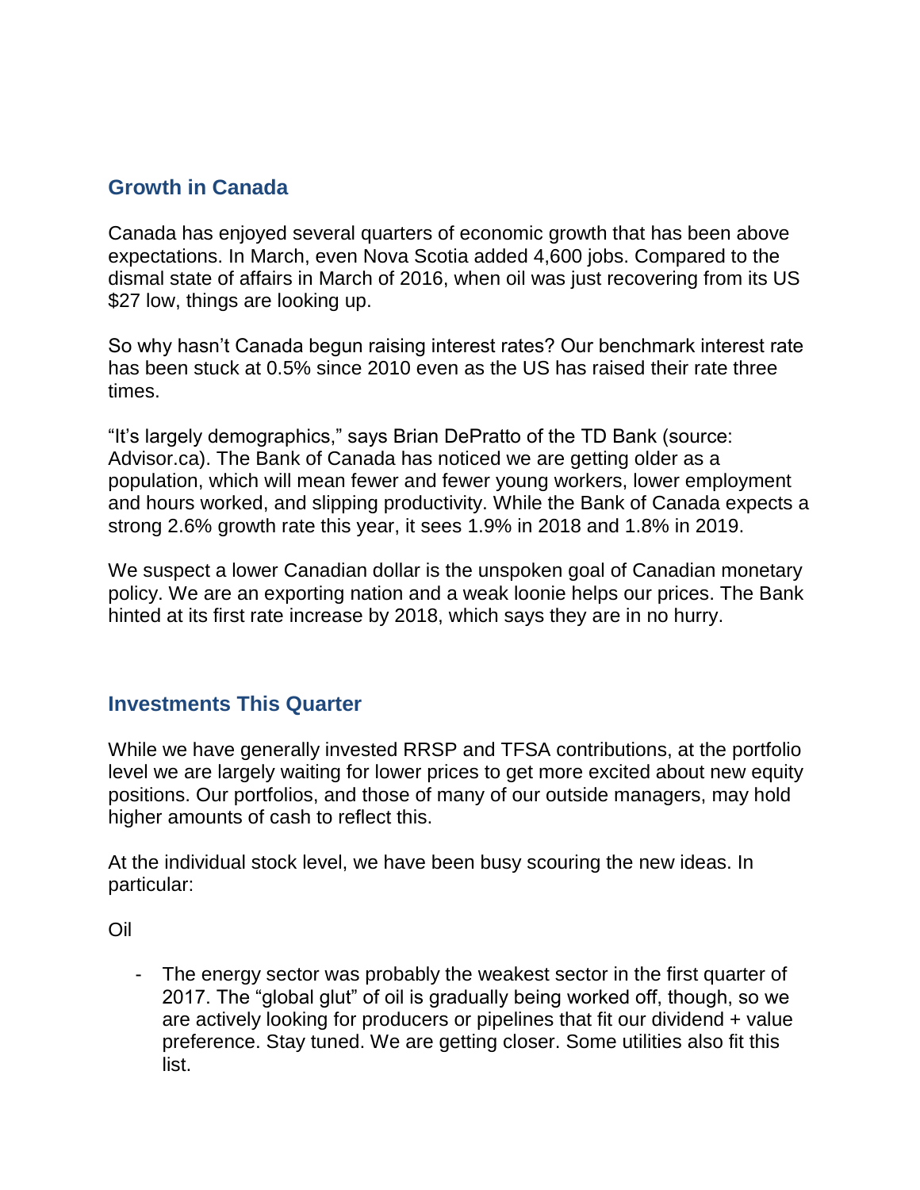## Growth in Canada

Canada has enjoyed several quarters of economic growth that has been above expectations. In March, even Nova Scotia added 4,600 jobs. Compared to the dismal state of affairs in March of 2016, when oil was just recovering from its US $27 low, things are looking up.

So why hasn't Canada begun raising interest rates? Our benchmark interest rate has been stuck at 0.5% since 2010 even as the US has raised their rate three times.

"It's largely demographics," says Brian DePratto of the TD Bank (source: Advisor.ca). The Bank of Canada has noticed we are getting older as a population, which will mean fewer and fewer young workers, lower employment and hours worked, and slipping productivity. While the Bank of Canada expects a strong 2.6% growth rate this year, it sees 1.9% in 2018 and 1.8% in 2019.

We suspect a lower Canadian dollar is the unspoken goal of Canadian monetary policy. We are an exporting nation and a weak loonie helps our prices. The Bank hinted at its first rate increase by 2018, which says they are in no hurry.

## Investments This Quarter

While we have generally invested RRSP and TFSA contributions, at the portfolio level we are largely waiting for lower prices to get more excited about new equity positions. Our portfolios, and those of many of our outside managers, may hold higher amounts of cash to reflect this.

At the individual stock level, we have been busy scouring the new ideas. In particular:

Oil

- The energy sector was probably the weakest sector in the first quarter of 2017. The "global glut" of oil is gradually being worked off, though, so we are actively looking for producers or pipelines that fit our dividend + value preference. Stay tuned. We are getting closer. Some utilities also fit this list.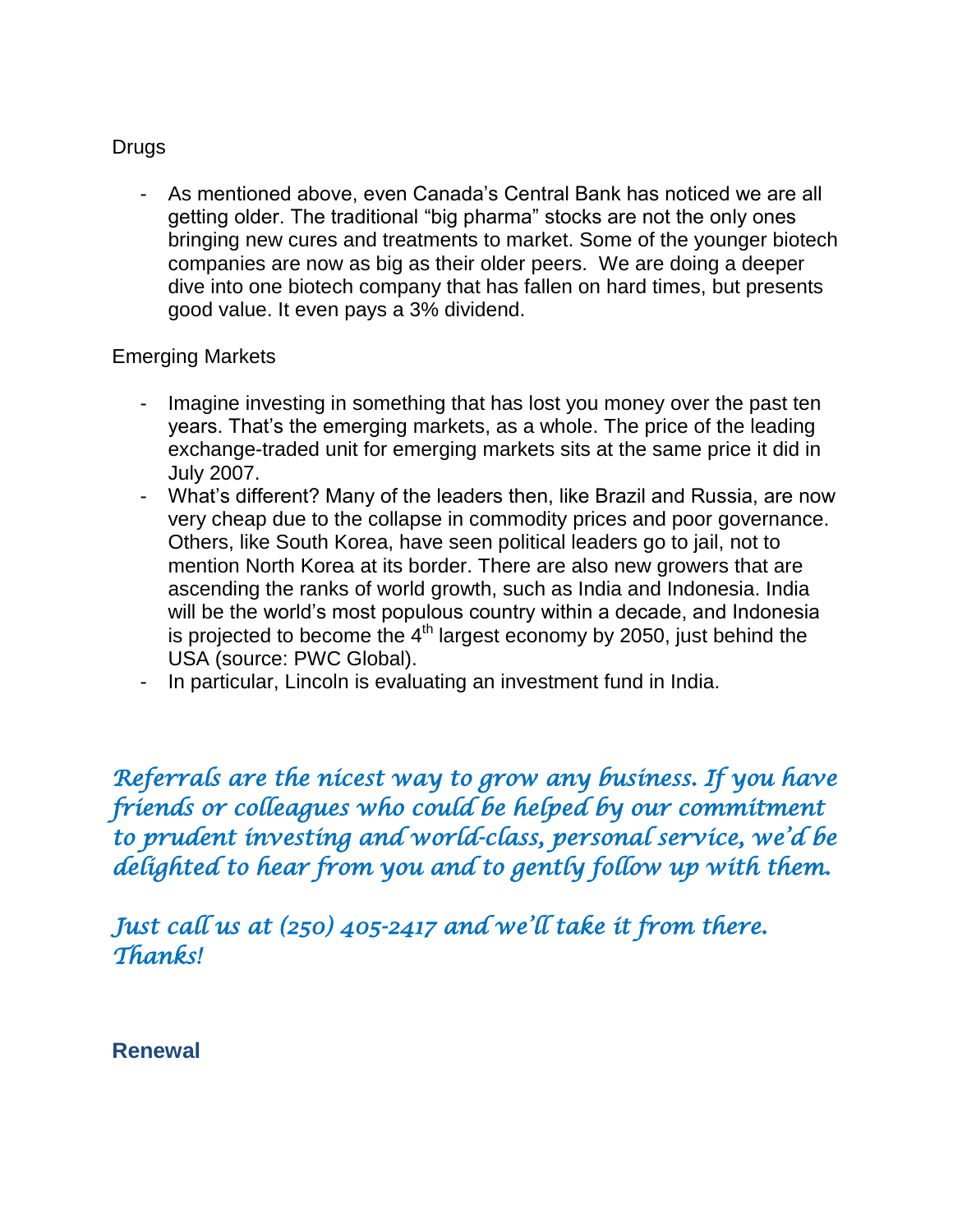Drugs

- As mentioned above, even Canada's Central Bank has noticed we are all getting older. The traditional "big pharma" stocks are not the only ones bringing new cures and treatments to market. Some of the younger biotech companies are now as big as their older peers. We are doing a deeper dive into one biotech company that has fallen on hard times, but presents good value. It even pays a 3% dividend.

Emerging Markets

- Imagine investing in something that has lost you money over the past ten years. That's the emerging markets, as a whole. The price of the leading exchange-traded unit for emerging markets sits at the same price it did in July 2007.
- What's different? Many of the leaders then, like Brazil and Russia, are now very cheap due to the collapse in commodity prices and poor governance. Others, like South Korea, have seen political leaders go to jail, not to mention North Korea at its border. There are also new growers that are ascending the ranks of world growth, such as India and Indonesia. India will be the world's most populous country within a decade, and Indonesia is projected to become the 4th largest economy by 2050, just behind the USA (source: PWC Global).
- In particular, Lincoln is evaluating an investment fund in India.

*Referrals are the nicest way to grow any business. If you have friends or colleagues who could be helped by our commitment to prudent investing and world-class, personal service, we'd be delighted to hear from you and to gently follow up with them.*

*Just call us at (250) 405-2417 and we'll take it from there. Thanks!*

## Renewal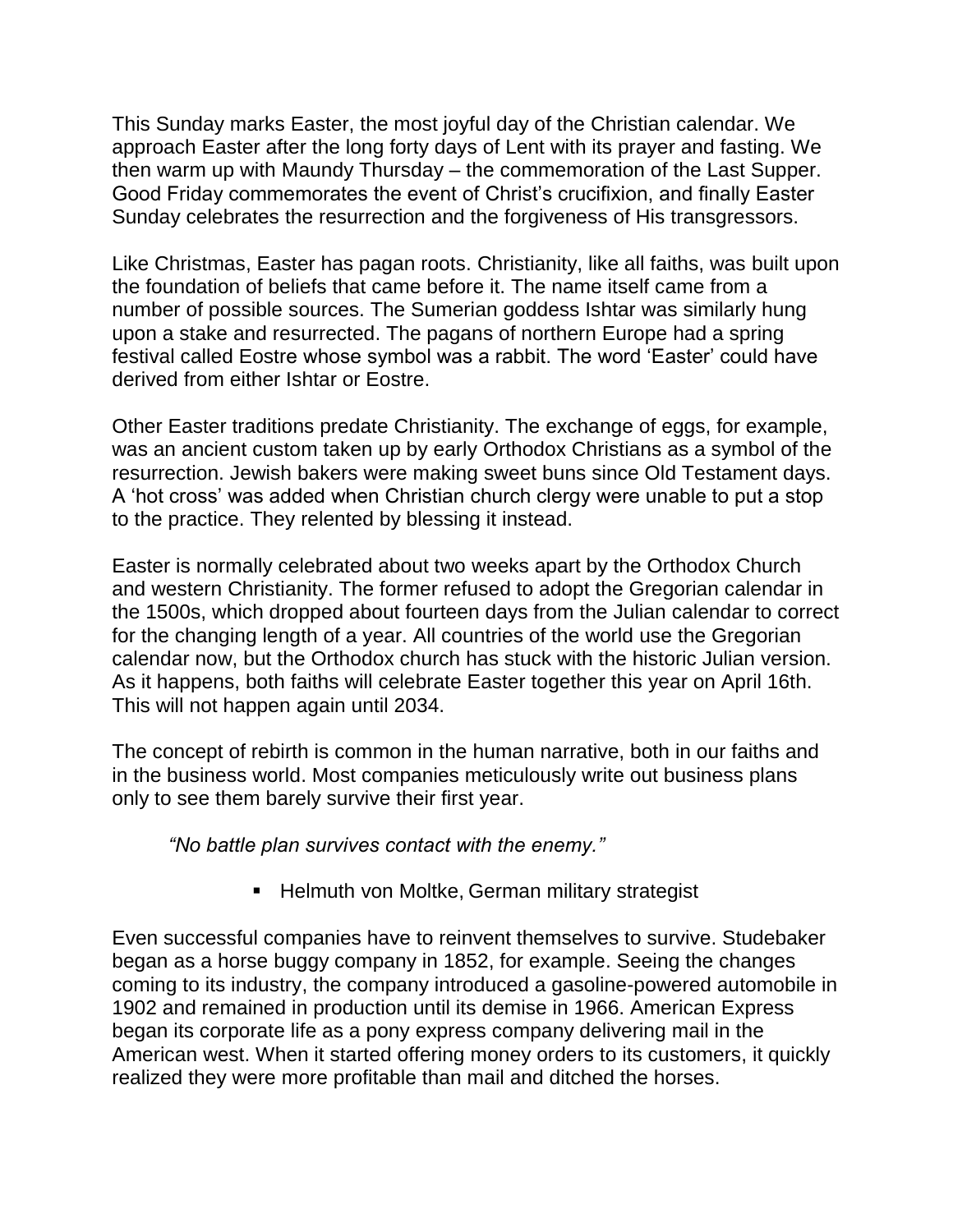This Sunday marks Easter, the most joyful day of the Christian calendar. We approach Easter after the long forty days of Lent with its prayer and fasting. We then warm up with Maundy Thursday – the commemoration of the Last Supper. Good Friday commemorates the event of Christ's crucifixion, and finally Easter Sunday celebrates the resurrection and the forgiveness of His transgressors.

Like Christmas, Easter has pagan roots. Christianity, like all faiths, was built upon the foundation of beliefs that came before it. The name itself came from a number of possible sources. The Sumerian goddess Ishtar was similarly hung upon a stake and resurrected. The pagans of northern Europe had a spring festival called Eostre whose symbol was a rabbit. The word 'Easter' could have derived from either Ishtar or Eostre.

Other Easter traditions predate Christianity. The exchange of eggs, for example, was an ancient custom taken up by early Orthodox Christians as a symbol of the resurrection. Jewish bakers were making sweet buns since Old Testament days. A 'hot cross' was added when Christian church clergy were unable to put a stop to the practice. They relented by blessing it instead.

Easter is normally celebrated about two weeks apart by the Orthodox Church and western Christianity. The former refused to adopt the Gregorian calendar in the 1500s, which dropped about fourteen days from the Julian calendar to correct for the changing length of a year. All countries of the world use the Gregorian calendar now, but the Orthodox church has stuck with the historic Julian version. As it happens, both faiths will celebrate Easter together this year on April 16th. This will not happen again until 2034.

The concept of rebirth is common in the human narrative, both in our faiths and in the business world. Most companies meticulously write out business plans only to see them barely survive their first year.

> *"No battle plan survives contact with the enemy."*
>
> - Helmuth von Moltke, German military strategist

Even successful companies have to reinvent themselves to survive. Studebaker began as a horse buggy company in 1852, for example. Seeing the changes coming to its industry, the company introduced a gasoline-powered automobile in 1902 and remained in production until its demise in 1966. American Express began its corporate life as a pony express company delivering mail in the American west. When it started offering money orders to its customers, it quickly realized they were more profitable than mail and ditched the horses.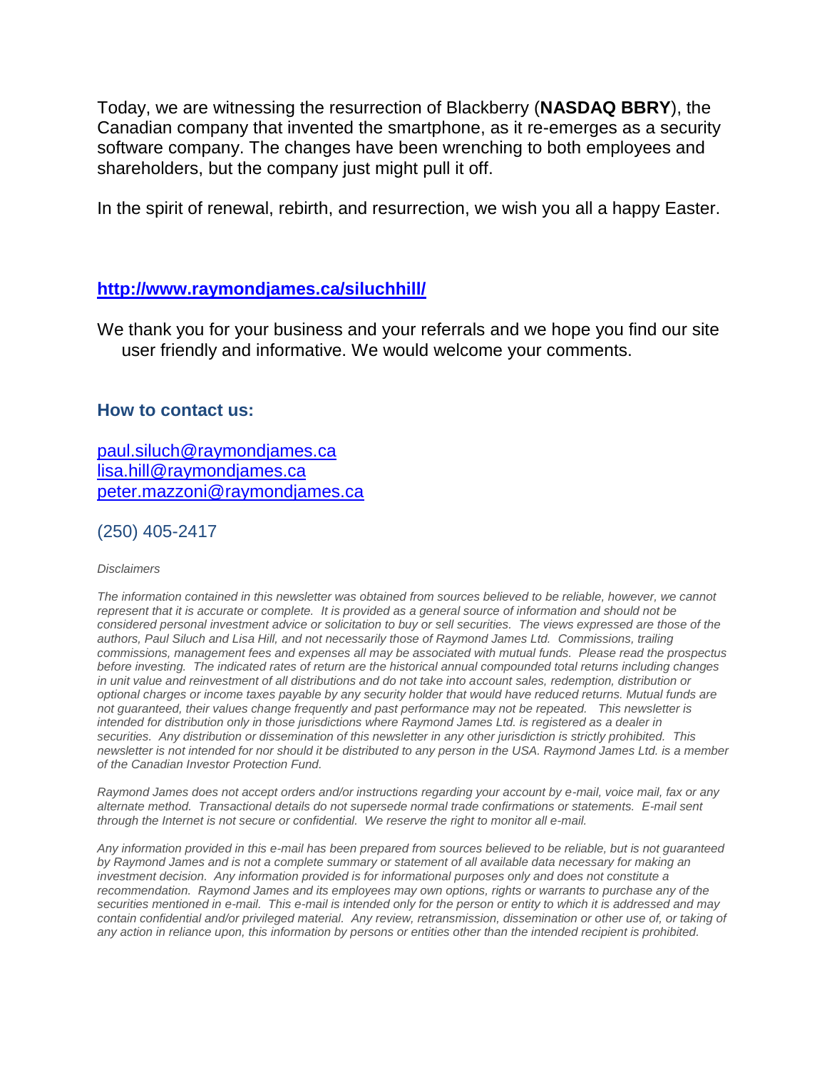Today, we are witnessing the resurrection of Blackberry (**NASDAQ BBRY**), the Canadian company that invented the smartphone, as it re-emerges as a security software company. The changes have been wrenching to both employees and shareholders, but the company just might pull it off.

In the spirit of renewal, rebirth, and resurrection, we wish you all a happy Easter.

**[http://www.raymondjames.ca/siluchhill/](http://www.raymondjames.ca/siluchhill/)**

We thank you for your business and your referrals and we hope you find our site user friendly and informative. We would welcome your comments.

### How to contact us:

[paul.siluch@raymondjames.ca](mailto:paul.siluch@raymondjames.ca)
[lisa.hill@raymondjames.ca](mailto:lisa.hill@raymondjames.ca)
[peter.mazzoni@raymondjames.ca](mailto:peter.mazzoni@raymondjames.ca)

(250) 405-2417

*Disclaimers*

*The information contained in this newsletter was obtained from sources believed to be reliable, however, we cannot represent that it is accurate or complete. It is provided as a general source of information and should not be considered personal investment advice or solicitation to buy or sell securities. The views expressed are those of the authors, Paul Siluch and Lisa Hill, and not necessarily those of Raymond James Ltd. Commissions, trailing commissions, management fees and expenses all may be associated with mutual funds. Please read the prospectus before investing. The indicated rates of return are the historical annual compounded total returns including changes in unit value and reinvestment of all distributions and do not take into account sales, redemption, distribution or optional charges or income taxes payable by any security holder that would have reduced returns. Mutual funds are not guaranteed, their values change frequently and past performance may not be repeated. This newsletter is intended for distribution only in those jurisdictions where Raymond James Ltd. is registered as a dealer in securities. Any distribution or dissemination of this newsletter in any other jurisdiction is strictly prohibited. This newsletter is not intended for nor should it be distributed to any person in the USA. Raymond James Ltd. is a member of the Canadian Investor Protection Fund.*

*Raymond James does not accept orders and/or instructions regarding your account by e-mail, voice mail, fax or any alternate method. Transactional details do not supersede normal trade confirmations or statements. E-mail sent through the Internet is not secure or confidential. We reserve the right to monitor all e-mail.*

*Any information provided in this e-mail has been prepared from sources believed to be reliable, but is not guaranteed by Raymond James and is not a complete summary or statement of all available data necessary for making an investment decision. Any information provided is for informational purposes only and does not constitute a recommendation. Raymond James and its employees may own options, rights or warrants to purchase any of the securities mentioned in e-mail. This e-mail is intended only for the person or entity to which it is addressed and may contain confidential and/or privileged material. Any review, retransmission, dissemination or other use of, or taking of any action in reliance upon, this information by persons or entities other than the intended recipient is prohibited.*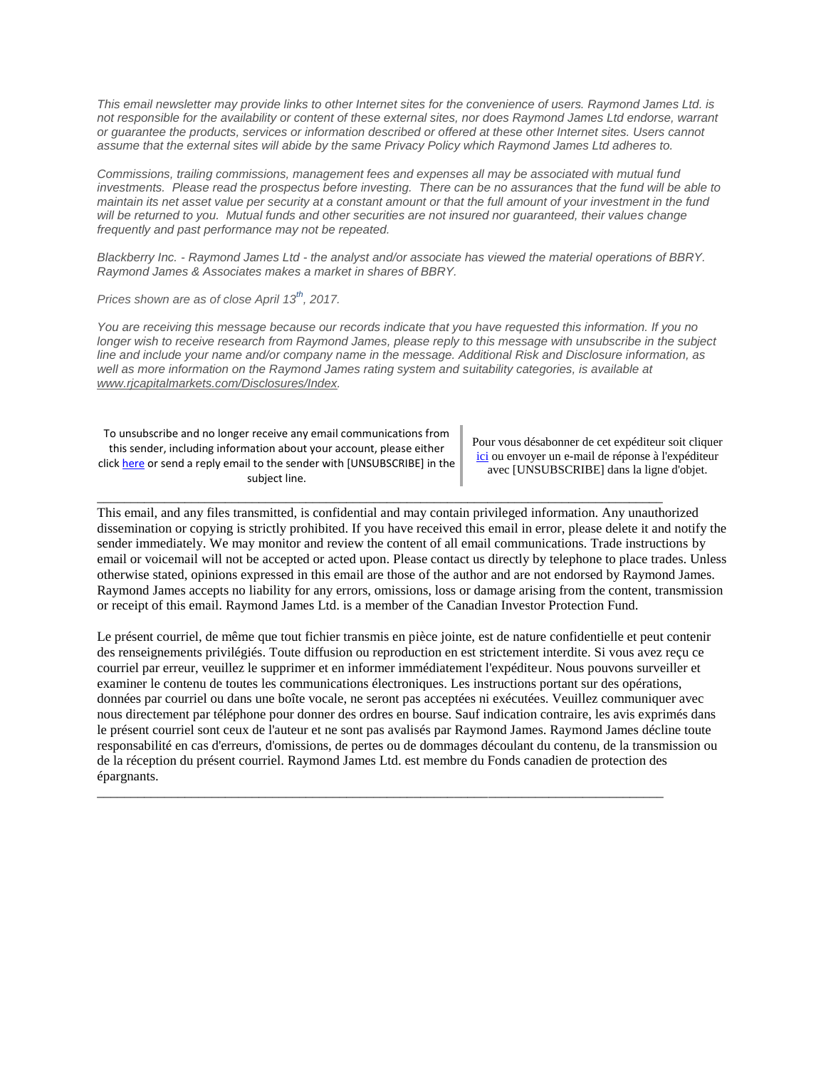*This email newsletter may provide links to other Internet sites for the convenience of users. Raymond James Ltd. is not responsible for the availability or content of these external sites, nor does Raymond James Ltd endorse, warrant or guarantee the products, services or information described or offered at these other Internet sites. Users cannot assume that the external sites will abide by the same Privacy Policy which Raymond James Ltd adheres to.*

*Commissions, trailing commissions, management fees and expenses all may be associated with mutual fund investments. Please read the prospectus before investing. There can be no assurances that the fund will be able to maintain its net asset value per security at a constant amount or that the full amount of your investment in the fund will be returned to you. Mutual funds and other securities are not insured nor guaranteed, their values change frequently and past performance may not be repeated.*

*Blackberry Inc. - Raymond James Ltd - the analyst and/or associate has viewed the material operations of BBRY. Raymond James & Associates makes a market in shares of BBRY.*

*Prices shown are as of close April 13th, 2017.*

*You are receiving this message because our records indicate that you have requested this information. If you no longer wish to receive research from Raymond James, please reply to this message with unsubscribe in the subject line and include your name and/or company name in the message. Additional Risk and Disclosure information, as well as more information on the Raymond James rating system and suitability categories, is available at www.rjcapitalmarkets.com/Disclosures/Index.*

To unsubscribe and no longer receive any email communications from this sender, including information about your account, please either click here or send a reply email to the sender with [UNSUBSCRIBE] in the subject line.

Pour vous désabonner de cet expéditeur soit cliquer ici ou envoyer un e-mail de réponse à l'expéditeur avec [UNSUBSCRIBE] dans la ligne d'objet.

---

This email, and any files transmitted, is confidential and may contain privileged information. Any unauthorized dissemination or copying is strictly prohibited. If you have received this email in error, please delete it and notify the sender immediately. We may monitor and review the content of all email communications. Trade instructions by email or voicemail will not be accepted or acted upon. Please contact us directly by telephone to place trades. Unless otherwise stated, opinions expressed in this email are those of the author and are not endorsed by Raymond James. Raymond James accepts no liability for any errors, omissions, loss or damage arising from the content, transmission or receipt of this email. Raymond James Ltd. is a member of the Canadian Investor Protection Fund.

Le présent courriel, de même que tout fichier transmis en pièce jointe, est de nature confidentielle et peut contenir des renseignements privilégiés. Toute diffusion ou reproduction en est strictement interdite. Si vous avez reçu ce courriel par erreur, veuillez le supprimer et en informer immédiatement l'expéditeur. Nous pouvons surveiller et examiner le contenu de toutes les communications électroniques. Les instructions portant sur des opérations, données par courriel ou dans une boîte vocale, ne seront pas acceptées ni exécutées. Veuillez communiquer avec nous directement par téléphone pour donner des ordres en bourse. Sauf indication contraire, les avis exprimés dans le présent courriel sont ceux de l'auteur et ne sont pas avalisés par Raymond James. Raymond James décline toute responsabilité en cas d'erreurs, d'omissions, de pertes ou de dommages découlant du contenu, de la transmission ou de la réception du présent courriel. Raymond James Ltd. est membre du Fonds canadien de protection des épargnants.

---